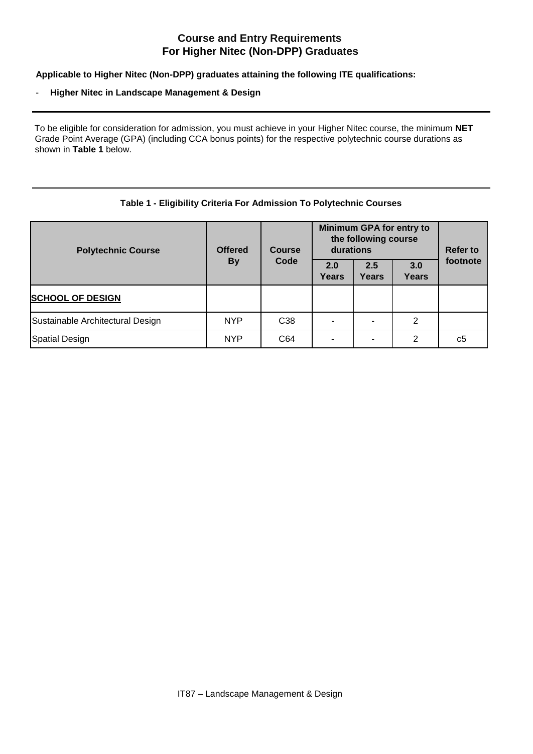# Course and Entry Requirements
# For Higher Nitec (Non-DPP) Graduates

**Applicable to Higher Nitec (Non-DPP) graduates attaining the following ITE qualifications:**

- **Higher Nitec in Landscape Management & Design**

---

To be eligible for consideration for admission, you must achieve in your Higher Nitec course, the minimum **NET** Grade Point Average (GPA) (including CCA bonus points) for the respective polytechnic course durations as shown in **Table 1** below.

---

**Table 1 - Eligibility Criteria For Admission To Polytechnic Courses**

| Polytechnic Course | Offered By | Course Code | Minimum GPA for entry to the following course durations | | | Refer to footnote |
|---|---|---|---|---|---|---|
| | | | 2.0 Years | 2.5 Years | 3.0 Years | |
| **SCHOOL OF DESIGN** | | | | | | |
| Sustainable Architectural Design | NYP | C38 | - | - | 2 | |
| Spatial Design | NYP | C64 | - | - | 2 | c5 |

IT87 – Landscape Management & Design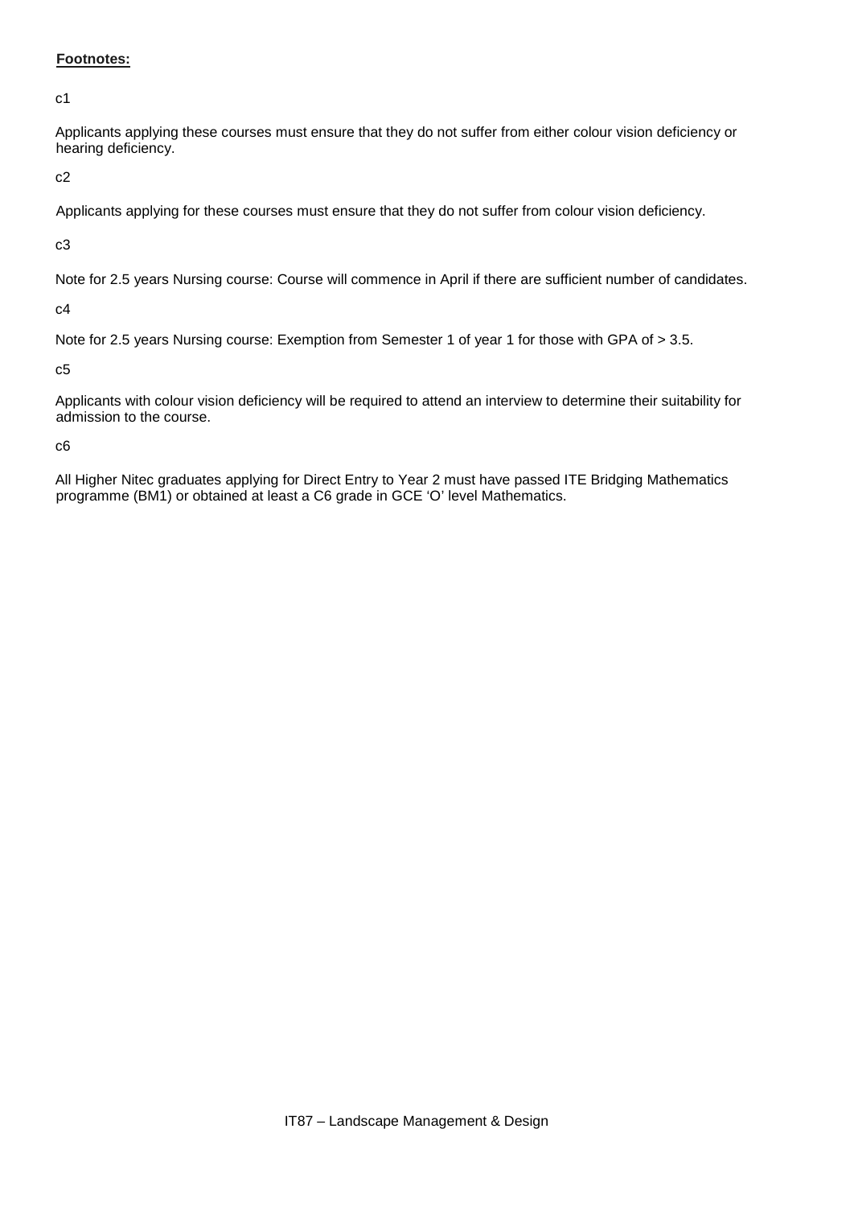**Footnotes:**

c1

Applicants applying these courses must ensure that they do not suffer from either colour vision deficiency or hearing deficiency.

c2

Applicants applying for these courses must ensure that they do not suffer from colour vision deficiency.

c3

Note for 2.5 years Nursing course: Course will commence in April if there are sufficient number of candidates.

c4

Note for 2.5 years Nursing course: Exemption from Semester 1 of year 1 for those with GPA of > 3.5.

c5

Applicants with colour vision deficiency will be required to attend an interview to determine their suitability for admission to the course.

c6

All Higher Nitec graduates applying for Direct Entry to Year 2 must have passed ITE Bridging Mathematics programme (BM1) or obtained at least a C6 grade in GCE 'O' level Mathematics.

IT87 – Landscape Management & Design